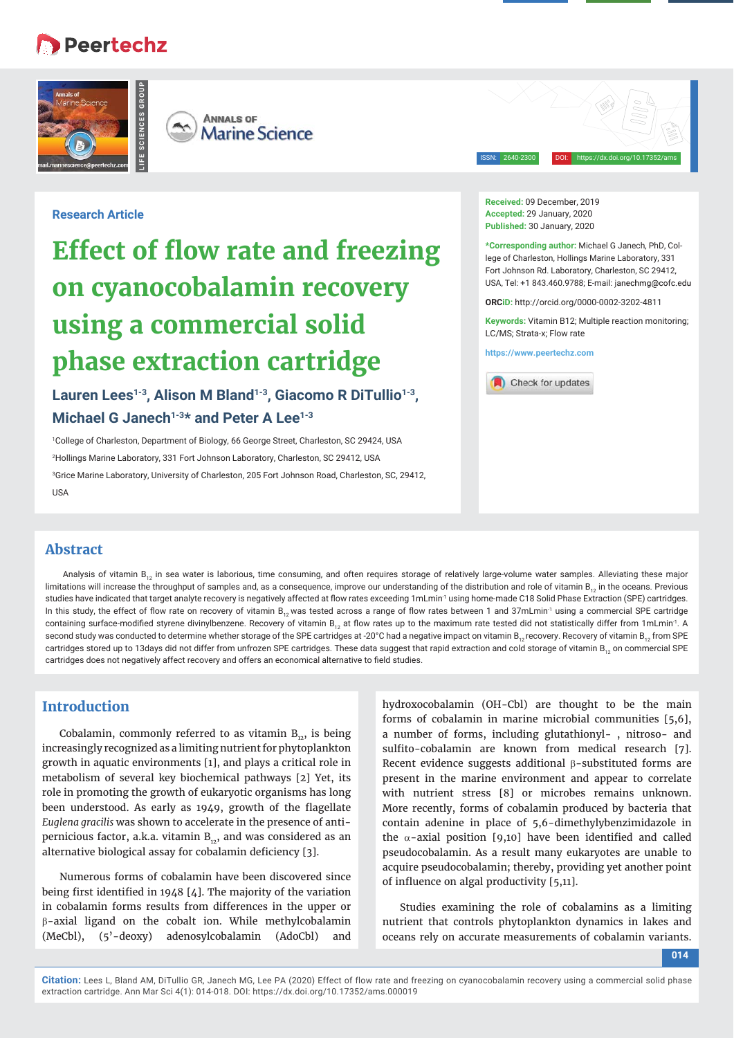**Research Article**

# Effect of flow rate and freezing on cyanocobalamin recovery using a commercial solid phase extraction cartridge

**Lauren Lees[1-3], Alison M Bland[1-3], Giacomo R DiTullio[1-3], Michael G Janech[1-3]* and Peter A Lee[1-3]**

[1]College of Charleston, Department of Biology, 66 George Street, Charleston, SC 29424, USA

[2]Hollings Marine Laboratory, 331 Fort Johnson Laboratory, Charleston, SC 29412, USA

[3]Grice Marine Laboratory, University of Charleston, 205 Fort Johnson Road, Charleston, SC, 29412, USA

**Received:** 09 December, 2019
**Accepted:** 29 January, 2020
**Published:** 30 January, 2020

***Corresponding author:** Michael G Janech, PhD, College of Charleston, Hollings Marine Laboratory, 331 Fort Johnson Rd. Laboratory, Charleston, SC 29412, USA, Tel: +1 843.460.9788; E-mail: janechmg@cofc.edu

**ORCiD:** http://orcid.org/0000-0002-3202-4811

**Keywords:** Vitamin B12; Multiple reaction monitoring; LC/MS; Strata-x; Flow rate

https://www.peertechz.com

## Abstract

Analysis of vitamin $B_{12}$ in sea water is laborious, time consuming, and often requires storage of relatively large-volume water samples. Alleviating these major limitations will increase the throughput of samples and, as a consequence, improve our understanding of the distribution and role of vitamin $B_{12}$ in the oceans. Previous studies have indicated that target analyte recovery is negatively affected at flow rates exceeding 1mLmin$^{-1}$ using home-made C18 Solid Phase Extraction (SPE) cartridges. In this study, the effect of flow rate on recovery of vitamin $B_{12}$ was tested across a range of flow rates between 1 and 37mLmin$^{-1}$ using a commercial SPE cartridge containing surface-modified styrene divinylbenzene. Recovery of vitamin $B_{12}$ at flow rates up to the maximum rate tested did not statistically differ from 1mLmin$^{-1}$. A second study was conducted to determine whether storage of the SPE cartridges at -20°C had a negative impact on vitamin $B_{12}$ recovery. Recovery of vitamin $B_{12}$ from SPE cartridges stored up to 13days did not differ from unfrozen SPE cartridges. These data suggest that rapid extraction and cold storage of vitamin $B_{12}$ on commercial SPE cartridges does not negatively affect recovery and offers an economical alternative to field studies.

## Introduction

Cobalamin, commonly referred to as vitamin $B_{12}$, is being increasingly recognized as a limiting nutrient for phytoplankton growth in aquatic environments [1], and plays a critical role in metabolism of several key biochemical pathways [2] Yet, its role in promoting the growth of eukaryotic organisms has long been understood. As early as 1949, growth of the flagellate *Euglena gracilis* was shown to accelerate in the presence of anti-pernicious factor, a.k.a. vitamin $B_{12}$, and was considered as an alternative biological assay for cobalamin deficiency [3].

Numerous forms of cobalamin have been discovered since being first identified in 1948 [4]. The majority of the variation in cobalamin forms results from differences in the upper or β-axial ligand on the cobalt ion. While methylcobalamin (MeCbl), (5'-deoxy) adenosylcobalamin (AdoCbl) and hydroxocobalamin (OH-Cbl) are thought to be the main forms of cobalamin in marine microbial communities [5,6], a number of forms, including glutathionyl- , nitroso- and sulfito-cobalamin are known from medical research [7]. Recent evidence suggests additional β-substituted forms are present in the marine environment and appear to correlate with nutrient stress [8] or microbes remains unknown. More recently, forms of cobalamin produced by bacteria that contain adenine in place of 5,6-dimethylbenzimidazole in the α-axial position [9,10] have been identified and called pseudocobalamin. As a result many eukaryotes are unable to acquire pseudocobalamin; thereby, providing yet another point of influence on algal productivity [5,11].

Studies examining the role of cobalamins as a limiting nutrient that controls phytoplankton dynamics in lakes and oceans rely on accurate measurements of cobalamin variants.

**Citation:** Lees L, Bland AM, DiTullio GR, Janech MG, Lee PA (2020) Effect of flow rate and freezing on cyanocobalamin recovery using a commercial solid phase extraction cartridge. Ann Mar Sci 4(1): 014-018. DOI: https://dx.doi.org/10.17352/ams.000019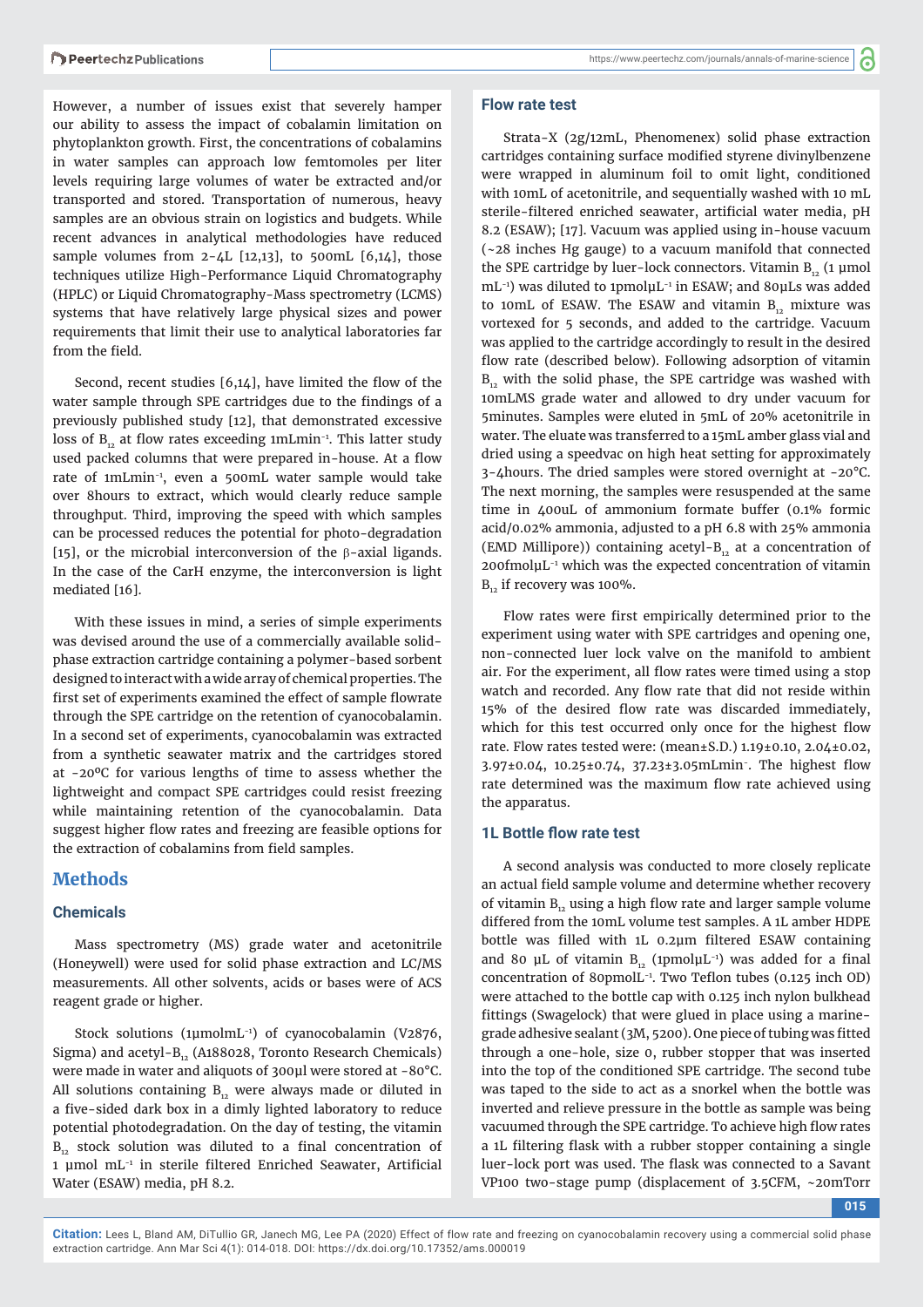However, a number of issues exist that severely hamper our ability to assess the impact of cobalamin limitation on phytoplankton growth. First, the concentrations of cobalamins in water samples can approach low femtomoles per liter levels requiring large volumes of water be extracted and/or transported and stored. Transportation of numerous, heavy samples are an obvious strain on logistics and budgets. While recent advances in analytical methodologies have reduced sample volumes from 2-4L [12,13], to 500mL [6,14], those techniques utilize High-Performance Liquid Chromatography (HPLC) or Liquid Chromatography-Mass spectrometry (LCMS) systems that have relatively large physical sizes and power requirements that limit their use to analytical laboratories far from the field.

Second, recent studies [6,14], have limited the flow of the water sample through SPE cartridges due to the findings of a previously published study [12], that demonstrated excessive loss of $B_{12}$ at flow rates exceeding 1mLmin$^{-1}$. This latter study used packed columns that were prepared in-house. At a flow rate of 1mLmin$^{-1}$, even a 500mL water sample would take over 8hours to extract, which would clearly reduce sample throughput. Third, improving the speed with which samples can be processed reduces the potential for photo-degradation [15], or the microbial interconversion of the β-axial ligands. In the case of the CarH enzyme, the interconversion is light mediated [16].

With these issues in mind, a series of simple experiments was devised around the use of a commercially available solid-phase extraction cartridge containing a polymer-based sorbent designed to interact with a wide array of chemical properties. The first set of experiments examined the effect of sample flowrate through the SPE cartridge on the retention of cyanocobalamin. In a second set of experiments, cyanocobalamin was extracted from a synthetic seawater matrix and the cartridges stored at -20ºC for various lengths of time to assess whether the lightweight and compact SPE cartridges could resist freezing while maintaining retention of the cyanocobalamin. Data suggest higher flow rates and freezing are feasible options for the extraction of cobalamins from field samples.

## Methods

### Chemicals

Mass spectrometry (MS) grade water and acetonitrile (Honeywell) were used for solid phase extraction and LC/MS measurements. All other solvents, acids or bases were of ACS reagent grade or higher.

Stock solutions (1µmolmL$^{-1}$) of cyanocobalamin (V2876, Sigma) and acetyl-$B_{12}$ (A188028, Toronto Research Chemicals) were made in water and aliquots of 300µl were stored at -80°C. All solutions containing $B_{12}$ were always made or diluted in a five-sided dark box in a dimly lighted laboratory to reduce potential photodegradation. On the day of testing, the vitamin $B_{12}$ stock solution was diluted to a final concentration of 1 µmol mL$^{-1}$ in sterile filtered Enriched Seawater, Artificial Water (ESAW) media, pH 8.2.

### Flow rate test

Strata-X (2g/12mL, Phenomenex) solid phase extraction cartridges containing surface modified styrene divinylbenzene were wrapped in aluminum foil to omit light, conditioned with 10mL of acetonitrile, and sequentially washed with 10 mL sterile-filtered enriched seawater, artificial water media, pH 8.2 (ESAW); [17]. Vacuum was applied using in-house vacuum (~28 inches Hg gauge) to a vacuum manifold that connected the SPE cartridge by luer-lock connectors. Vitamin $B_{12}$ (1 µmol mL$^{-1}$) was diluted to 1pmolµL$^{-1}$ in ESAW; and 80µLs was added to 10mL of ESAW. The ESAW and vitamin $B_{12}$ mixture was vortexed for 5 seconds, and added to the cartridge. Vacuum was applied to the cartridge accordingly to result in the desired flow rate (described below). Following adsorption of vitamin $B_{12}$ with the solid phase, the SPE cartridge was washed with 10mLMS grade water and allowed to dry under vacuum for 5minutes. Samples were eluted in 5mL of 20% acetonitrile in water. The eluate was transferred to a 15mL amber glass vial and dried using a speedvac on high heat setting for approximately 3-4hours. The dried samples were stored overnight at -20°C. The next morning, the samples were resuspended at the same time in 400uL of ammonium formate buffer (0.1% formic acid/0.02% ammonia, adjusted to a pH 6.8 with 25% ammonia (EMD Millipore)) containing acetyl-$B_{12}$ at a concentration of 200fmolµL$^{-1}$ which was the expected concentration of vitamin $B_{12}$ if recovery was 100%.

Flow rates were first empirically determined prior to the experiment using water with SPE cartridges and opening one, non-connected luer lock valve on the manifold to ambient air. For the experiment, all flow rates were timed using a stop watch and recorded. Any flow rate that did not reside within 15% of the desired flow rate was discarded immediately, which for this test occurred only once for the highest flow rate. Flow rates tested were: (mean±S.D.) 1.19±0.10, 2.04±0.02, 3.97±0.04, 10.25±0.74, 37.23±3.05mLmin$^{-}$. The highest flow rate determined was the maximum flow rate achieved using the apparatus.

### 1L Bottle flow rate test

A second analysis was conducted to more closely replicate an actual field sample volume and determine whether recovery of vitamin $B_{12}$ using a high flow rate and larger sample volume differed from the 10mL volume test samples. A 1L amber HDPE bottle was filled with 1L 0.2µm filtered ESAW containing and 80 µL of vitamin $B_{12}$ (1pmolµL$^{-1}$) was added for a final concentration of 80pmolL$^{-1}$. Two Teflon tubes (0.125 inch OD) were attached to the bottle cap with 0.125 inch nylon bulkhead fittings (Swagelock) that were glued in place using a marine-grade adhesive sealant (3M, 5200). One piece of tubing was fitted through a one-hole, size 0, rubber stopper that was inserted into the top of the conditioned SPE cartridge. The second tube was taped to the side to act as a snorkel when the bottle was inverted and relieve pressure in the bottle as sample was being vacuumed through the SPE cartridge. To achieve high flow rates a 1L filtering flask with a rubber stopper containing a single luer-lock port was used. The flask was connected to a Savant VP100 two-stage pump (displacement of 3.5CFM, ~20mTorr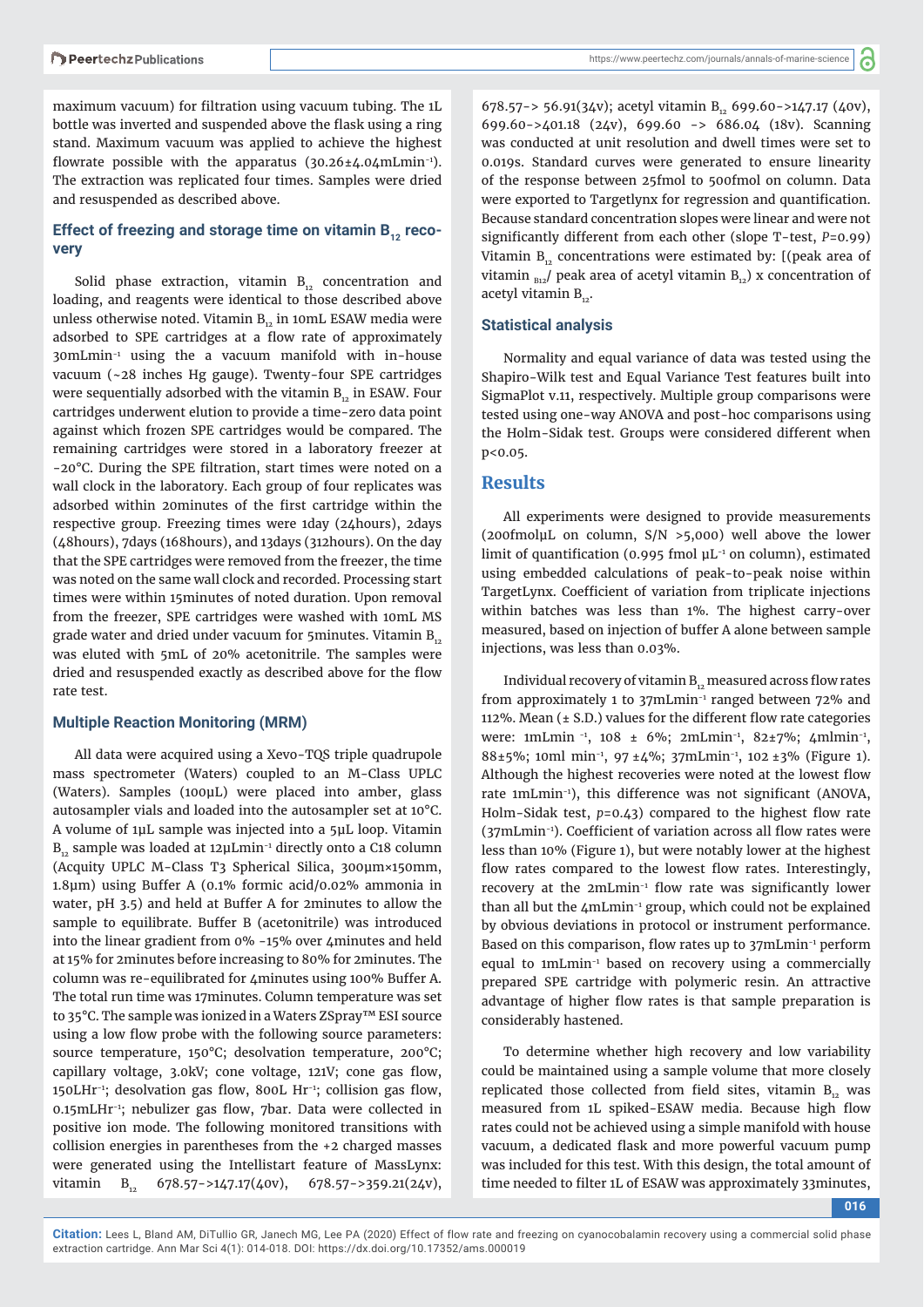maximum vacuum) for filtration using vacuum tubing. The 1L bottle was inverted and suspended above the flask using a ring stand. Maximum vacuum was applied to achieve the highest flowrate possible with the apparatus (30.26±4.04mLmin$^{-1}$). The extraction was replicated four times. Samples were dried and resuspended as described above.

### Effect of freezing and storage time on vitamin $B_{12}$ recovery

Solid phase extraction, vitamin $B_{12}$ concentration and loading, and reagents were identical to those described above unless otherwise noted. Vitamin $B_{12}$ in 10mL ESAW media were adsorbed to SPE cartridges at a flow rate of approximately 30mLmin$^{-1}$ using the a vacuum manifold with in-house vacuum (~28 inches Hg gauge). Twenty-four SPE cartridges were sequentially adsorbed with the vitamin $B_{12}$ in ESAW. Four cartridges underwent elution to provide a time-zero data point against which frozen SPE cartridges would be compared. The remaining cartridges were stored in a laboratory freezer at -20°C. During the SPE filtration, start times were noted on a wall clock in the laboratory. Each group of four replicates was adsorbed within 20minutes of the first cartridge within the respective group. Freezing times were 1day (24hours), 2days (48hours), 7days (168hours), and 13days (312hours). On the day that the SPE cartridges were removed from the freezer, the time was noted on the same wall clock and recorded. Processing start times were within 15minutes of noted duration. Upon removal from the freezer, SPE cartridges were washed with 10mL MS grade water and dried under vacuum for 5minutes. Vitamin $B_{12}$ was eluted with 5mL of 20% acetonitrile. The samples were dried and resuspended exactly as described above for the flow rate test.

### Multiple Reaction Monitoring (MRM)

All data were acquired using a Xevo-TQS triple quadrupole mass spectrometer (Waters) coupled to an M-Class UPLC (Waters). Samples (100μL) were placed into amber, glass autosampler vials and loaded into the autosampler set at 10°C. A volume of 1μL sample was injected into a 5μL loop. Vitamin $B_{12}$ sample was loaded at 12μLmin$^{-1}$ directly onto a C18 column (Acquity UPLC M-Class T3 Spherical Silica, 300μm×150mm, 1.8μm) using Buffer A (0.1% formic acid/0.02% ammonia in water, pH 3.5) and held at Buffer A for 2minutes to allow the sample to equilibrate. Buffer B (acetonitrile) was introduced into the linear gradient from 0% -15% over 4minutes and held at 15% for 2minutes before increasing to 80% for 2minutes. The column was re-equilibrated for 4minutes using 100% Buffer A. The total run time was 17minutes. Column temperature was set to 35°C. The sample was ionized in a Waters ZSpray™ ESI source using a low flow probe with the following source parameters: source temperature, 150°C; desolvation temperature, 200°C; capillary voltage, 3.0kV; cone voltage, 121V; cone gas flow, 150LHr$^{-1}$; desolvation gas flow, 800L Hr$^{-1}$; collision gas flow, 0.15mLHr$^{-1}$; nebulizer gas flow, 7bar. Data were collected in positive ion mode. The following monitored transitions with collision energies in parentheses from the +2 charged masses were generated using the Intellistart feature of MassLynx: vitamin $B_{12}$ 678.57->147.17(40v), 678.57->359.21(24v), 678.57-> 56.91(34v); acetyl vitamin $B_{12}$ 699.60->147.17 (40v), 699.60->401.18 (24v), 699.60 -> 686.04 (18v). Scanning was conducted at unit resolution and dwell times were set to 0.019s. Standard curves were generated to ensure linearity of the response between 25fmol to 500fmol on column. Data were exported to Targetlynx for regression and quantification. Because standard concentration slopes were linear and were not significantly different from each other (slope T-test, $P$=0.99) Vitamin $B_{12}$ concentrations were estimated by: [(peak area of vitamin $_{B12}$/ peak area of acetyl vitamin $B_{12}$) x concentration of acetyl vitamin $B_{12}$.

### Statistical analysis

Normality and equal variance of data was tested using the Shapiro-Wilk test and Equal Variance Test features built into SigmaPlot v.11, respectively. Multiple group comparisons were tested using one-way ANOVA and post-hoc comparisons using the Holm-Sidak test. Groups were considered different when p<0.05.

## Results

All experiments were designed to provide measurements (200fmolμL on column, S/N >5,000) well above the lower limit of quantification (0.995 fmol μL$^{-1}$ on column), estimated using embedded calculations of peak-to-peak noise within TargetLynx. Coefficient of variation from triplicate injections within batches was less than 1%. The highest carry-over measured, based on injection of buffer A alone between sample injections, was less than 0.03%.

Individual recovery of vitamin $B_{12}$ measured across flow rates from approximately 1 to 37mLmin$^{-1}$ ranged between 72% and 112%. Mean (± S.D.) values for the different flow rate categories were: 1mLmin$^{-1}$, 108 ± 6%; 2mLmin$^{-1}$, 82±7%; 4mlmin$^{-1}$, 88±5%; 10ml min$^{-1}$, 97 ±4%; 37mLmin$^{-1}$, 102 ±3% (Figure 1). Although the highest recoveries were noted at the lowest flow rate 1mLmin$^{-1}$), this difference was not significant (ANOVA, Holm-Sidak test, $p$=0.43) compared to the highest flow rate (37mLmin$^{-1}$). Coefficient of variation across all flow rates were less than 10% (Figure 1), but were notably lower at the highest flow rates compared to the lowest flow rates. Interestingly, recovery at the 2mLmin$^{-1}$ flow rate was significantly lower than all but the 4mLmin$^{-1}$ group, which could not be explained by obvious deviations in protocol or instrument performance. Based on this comparison, flow rates up to 37mLmin$^{-1}$ perform equal to 1mLmin$^{-1}$ based on recovery using a commercially prepared SPE cartridge with polymeric resin. An attractive advantage of higher flow rates is that sample preparation is considerably hastened.

To determine whether high recovery and low variability could be maintained using a sample volume that more closely replicated those collected from field sites, vitamin $B_{12}$ was measured from 1L spiked-ESAW media. Because high flow rates could not be achieved using a simple manifold with house vacuum, a dedicated flask and more powerful vacuum pump was included for this test. With this design, the total amount of time needed to filter 1L of ESAW was approximately 33minutes,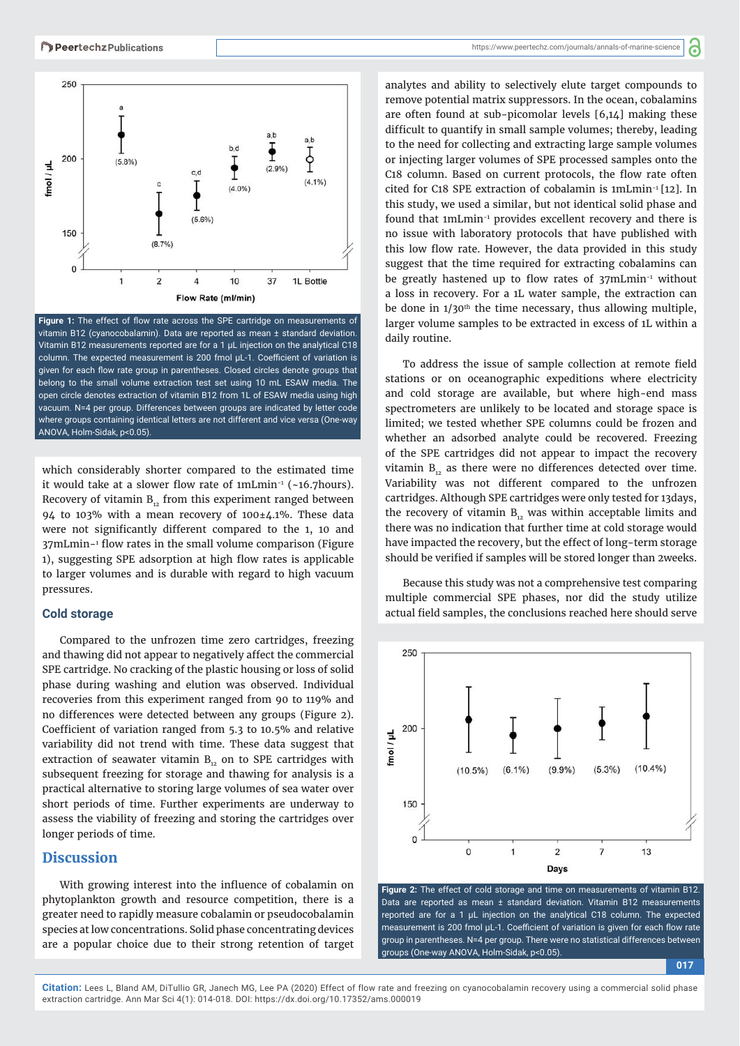Figure 1: The effect of flow rate across the SPE cartridge on measurements of vitamin B12 (cyanocobalamin). Data are reported as mean ± standard deviation. Vitamin B12 measurements reported are for a 1 µL injection on the analytical C18 column. The expected measurement is 200 fmol µL-1. Coefficient of variation is given for each flow rate group in parentheses. Closed circles denote groups that belong to the small volume extraction test set using 10 mL ESAW media. The open circle denotes extraction of vitamin B12 from 1L of ESAW media using high vacuum. N=4 per group. Differences between groups are indicated by letter code where groups containing identical letters are not different and vice versa (One-way ANOVA, Holm-Sidak, p<0.05).

which considerably shorter compared to the estimated time it would take at a slower flow rate of 1mLmin$^{-1}$ (~16.7hours). Recovery of vitamin $B_{12}$ from this experiment ranged between 94 to 103% with a mean recovery of 100±4.1%. These data were not significantly different compared to the 1, 10 and 37mLmin$^{-1}$ flow rates in the small volume comparison (Figure 1), suggesting SPE adsorption at high flow rates is applicable to larger volumes and is durable with regard to high vacuum pressures.

### Cold storage

Compared to the unfrozen time zero cartridges, freezing and thawing did not appear to negatively affect the commercial SPE cartridge. No cracking of the plastic housing or loss of solid phase during washing and elution was observed. Individual recoveries from this experiment ranged from 90 to 119% and no differences were detected between any groups (Figure 2). Coefficient of variation ranged from 5.3 to 10.5% and relative variability did not trend with time. These data suggest that extraction of seawater vitamin $B_{12}$ on to SPE cartridges with subsequent freezing for storage and thawing for analysis is a practical alternative to storing large volumes of sea water over short periods of time. Further experiments are underway to assess the viability of freezing and storing the cartridges over longer periods of time.

## Discussion

With growing interest into the influence of cobalamin on phytoplankton growth and resource competition, there is a greater need to rapidly measure cobalamin or pseudocobalamin species at low concentrations. Solid phase concentrating devices are a popular choice due to their strong retention of target analytes and ability to selectively elute target compounds to remove potential matrix suppressors. In the ocean, cobalamins are often found at sub-picomolar levels [6,14] making these difficult to quantify in small sample volumes; thereby, leading to the need for collecting and extracting large sample volumes or injecting larger volumes of SPE processed samples onto the C18 column. Based on current protocols, the flow rate often cited for C18 SPE extraction of cobalamin is 1mLmin$^{-1}$ [12]. In this study, we used a similar, but not identical solid phase and found that 1mLmin$^{-1}$ provides excellent recovery and there is no issue with laboratory protocols that have published with this low flow rate. However, the data provided in this study suggest that the time required for extracting cobalamins can be greatly hastened up to flow rates of 37mLmin$^{-1}$ without a loss in recovery. For a 1L water sample, the extraction can be done in 1/30$^{th}$ the time necessary, thus allowing multiple, larger volume samples to be extracted in excess of 1L within a daily routine.

To address the issue of sample collection at remote field stations or on oceanographic expeditions where electricity and cold storage are available, but where high-end mass spectrometers are unlikely to be located and storage space is limited; we tested whether SPE columns could be frozen and whether an adsorbed analyte could be recovered. Freezing of the SPE cartridges did not appear to impact the recovery vitamin $B_{12}$ as there were no differences detected over time. Variability was not different compared to the unfrozen cartridges. Although SPE cartridges were only tested for 13days, the recovery of vitamin $B_{12}$ was within acceptable limits and there was no indication that further time at cold storage would have impacted the recovery, but the effect of long-term storage should be verified if samples will be stored longer than 2weeks.

Because this study was not a comprehensive test comparing multiple commercial SPE phases, nor did the study utilize actual field samples, the conclusions reached here should serve

Figure 2: The effect of cold storage and time on measurements of vitamin B12. Data are reported as mean ± standard deviation. Vitamin B12 measurements reported are for a 1 µL injection on the analytical C18 column. The expected measurement is 200 fmol µL-1. Coefficient of variation is given for each flow rate group in parentheses. N=4 per group. There were no statistical differences between groups (One-way ANOVA, Holm-Sidak, p<0.05).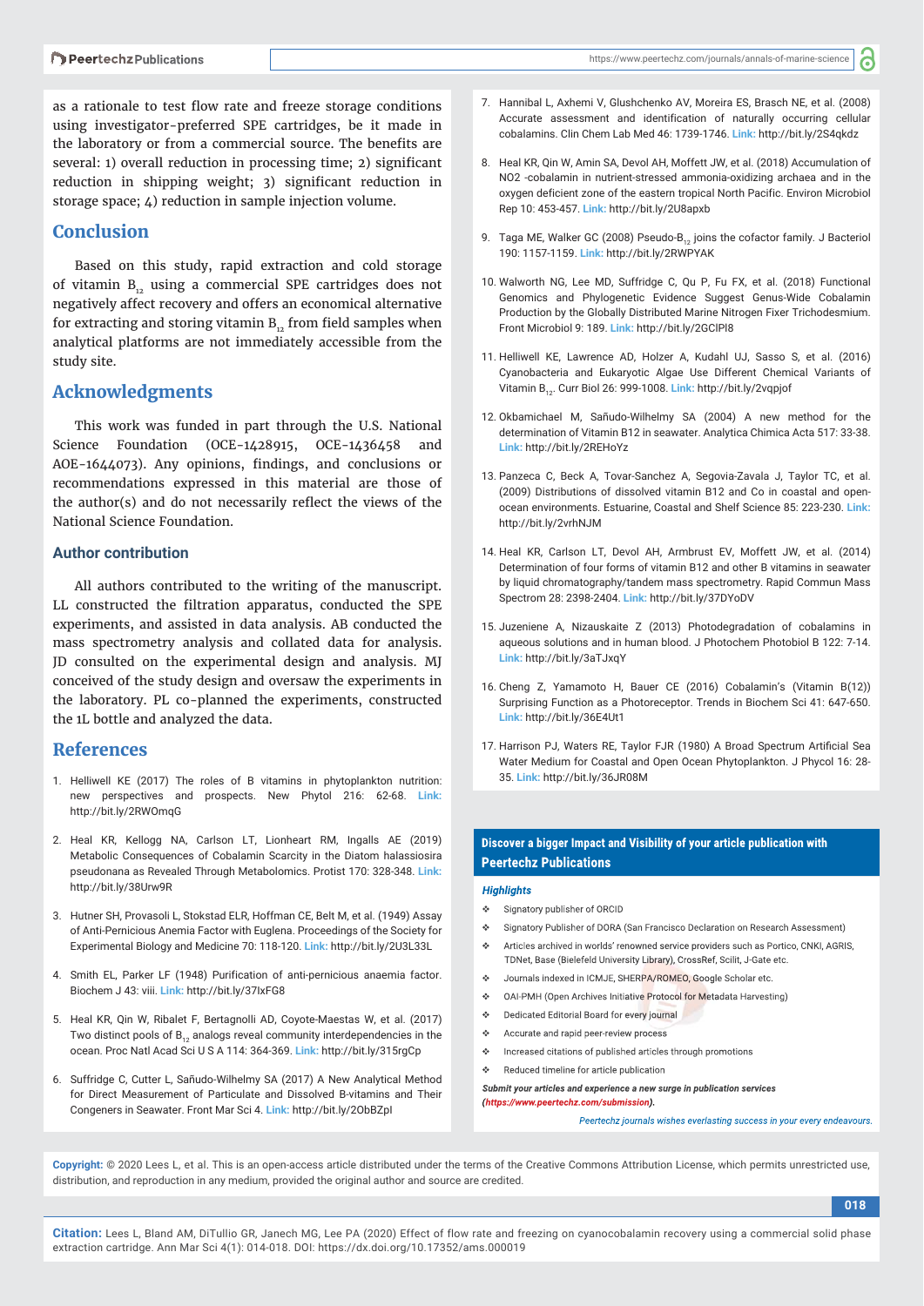as a rationale to test flow rate and freeze storage conditions using investigator-preferred SPE cartridges, be it made in the laboratory or from a commercial source. The benefits are several: 1) overall reduction in processing time; 2) significant reduction in shipping weight; 3) significant reduction in storage space; 4) reduction in sample injection volume.

## Conclusion

Based on this study, rapid extraction and cold storage of vitamin $B_{12}$ using a commercial SPE cartridges does not negatively affect recovery and offers an economical alternative for extracting and storing vitamin $B_{12}$ from field samples when analytical platforms are not immediately accessible from the study site.

## Acknowledgments

This work was funded in part through the U.S. National Science Foundation (OCE-1428915, OCE-1436458 and AOE-1644073). Any opinions, findings, and conclusions or recommendations expressed in this material are those of the author(s) and do not necessarily reflect the views of the National Science Foundation.

### Author contribution

All authors contributed to the writing of the manuscript. LL constructed the filtration apparatus, conducted the SPE experiments, and assisted in data analysis. AB conducted the mass spectrometry analysis and collated data for analysis. JD consulted on the experimental design and analysis. MJ conceived of the study design and oversaw the experiments in the laboratory. PL co-planned the experiments, constructed the 1L bottle and analyzed the data.

## References

1. Helliwell KE (2017) The roles of B vitamins in phytoplankton nutrition: new perspectives and prospects. New Phytol 216: 62-68. **Link:** http://bit.ly/2RWOmqG
2. Heal KR, Kellogg NA, Carlson LT, Lionheart RM, Ingalls AE (2019) Metabolic Consequences of Cobalamin Scarcity in the Diatom halassiosira pseudonana as Revealed Through Metabolomics. Protist 170: 328-348. **Link:** http://bit.ly/38Urw9R
3. Hutner SH, Provasoli L, Stokstad ELR, Hoffman CE, Belt M, et al. (1949) Assay of Anti-Pernicious Anemia Factor with Euglena. Proceedings of the Society for Experimental Biology and Medicine 70: 118-120. **Link:** http://bit.ly/2U3L33L
4. Smith EL, Parker LF (1948) Purification of anti-pernicious anaemia factor. Biochem J 43: viii. **Link:** http://bit.ly/37IxFG8
5. Heal KR, Qin W, Ribalet F, Bertagnolli AD, Coyote-Maestas W, et al. (2017) Two distinct pools of $B_{12}$ analogs reveal community interdependencies in the ocean. Proc Natl Acad Sci U S A 114: 364-369. **Link:** http://bit.ly/315rgCp
6. Suffridge C, Cutter L, Sañudo-Wilhelmy SA (2017) A New Analytical Method for Direct Measurement of Particulate and Dissolved B-vitamins and Their Congeners in Seawater. Front Mar Sci 4. **Link:** http://bit.ly/2ObBZpI
7. Hannibal L, Axhemi V, Glushchenko AV, Moreira ES, Brasch NE, et al. (2008) Accurate assessment and identification of naturally occurring cellular cobalamins. Clin Chem Lab Med 46: 1739-1746. **Link:** http://bit.ly/2S4qkdz
8. Heal KR, Qin W, Amin SA, Devol AH, Moffett JW, et al. (2018) Accumulation of NO2 -cobalamin in nutrient-stressed ammonia-oxidizing archaea and in the oxygen deficient zone of the eastern tropical North Pacific. Environ Microbiol Rep 10: 453-457. **Link:** http://bit.ly/2U8apxb
9. Taga ME, Walker GC (2008) Pseudo-$B_{12}$ joins the cofactor family. J Bacteriol 190: 1157-1159. **Link:** http://bit.ly/2RWPYAK
10. Walworth NG, Lee MD, Suffridge C, Qu P, Fu FX, et al. (2018) Functional Genomics and Phylogenetic Evidence Suggest Genus-Wide Cobalamin Production by the Globally Distributed Marine Nitrogen Fixer Trichodesmium. Front Microbiol 9: 189. **Link:** http://bit.ly/2GClPl8
11. Helliwell KE, Lawrence AD, Holzer A, Kudahl UJ, Sasso S, et al. (2016) Cyanobacteria and Eukaryotic Algae Use Different Chemical Variants of Vitamin $B_{12}$. Curr Biol 26: 999-1008. **Link:** http://bit.ly/2vqpjof
12. Okbamichael M, Sañudo-Wilhelmy SA (2004) A new method for the determination of Vitamin B12 in seawater. Analytica Chimica Acta 517: 33-38. **Link:** http://bit.ly/2REHoYz
13. Panzeca C, Beck A, Tovar-Sanchez A, Segovia-Zavala J, Taylor TC, et al. (2009) Distributions of dissolved vitamin B12 and Co in coastal and open-ocean environments. Estuarine, Coastal and Shelf Science 85: 223-230. **Link:** http://bit.ly/2vrhNJM
14. Heal KR, Carlson LT, Devol AH, Armbrust EV, Moffett JW, et al. (2014) Determination of four forms of vitamin B12 and other B vitamins in seawater by liquid chromatography/tandem mass spectrometry. Rapid Commun Mass Spectrom 28: 2398-2404. **Link:** http://bit.ly/37DYoDV
15. Juzeniene A, Nizauskaite Z (2013) Photodegradation of cobalamins in aqueous solutions and in human blood. J Photochem Photobiol B 122: 7-14. **Link:** http://bit.ly/3aTJxqY
16. Cheng Z, Yamamoto H, Bauer CE (2016) Cobalamin's (Vitamin B(12)) Surprising Function as a Photoreceptor. Trends in Biochem Sci 41: 647-650. **Link:** http://bit.ly/36E4Ut1
17. Harrison PJ, Waters RE, Taylor FJR (1980) A Broad Spectrum Artificial Sea Water Medium for Coastal and Open Ocean Phytoplankton. J Phycol 16: 28-35. **Link:** http://bit.ly/36JR08M

**Discover a bigger Impact and Visibility of your article publication with Peertechz Publications**

***Highlights***

- Signatory publisher of ORCID
- Signatory Publisher of DORA (San Francisco Declaration on Research Assessment)
- Articles archived in worlds' renowned service providers such as Portico, CNKI, AGRIS, TDNet, Base (Bielefeld University Library), CrossRef, Scilit, J-Gate etc.
- Journals indexed in ICMJE, SHERPA/ROMEO, Google Scholar etc.
- OAI-PMH (Open Archives Initiative Protocol for Metadata Harvesting)
- Dedicated Editorial Board for every journal
- Accurate and rapid peer-review process
- Increased citations of published articles through promotions
- Reduced timeline for article publication

***Submit your articles and experience a new surge in publication services (https://www.peertechz.com/submission).***

*Peertechz journals wishes everlasting success in your every endeavours.*

**Copyright:** © 2020 Lees L, et al. This is an open-access article distributed under the terms of the Creative Commons Attribution License, which permits unrestricted use, distribution, and reproduction in any medium, provided the original author and source are credited.